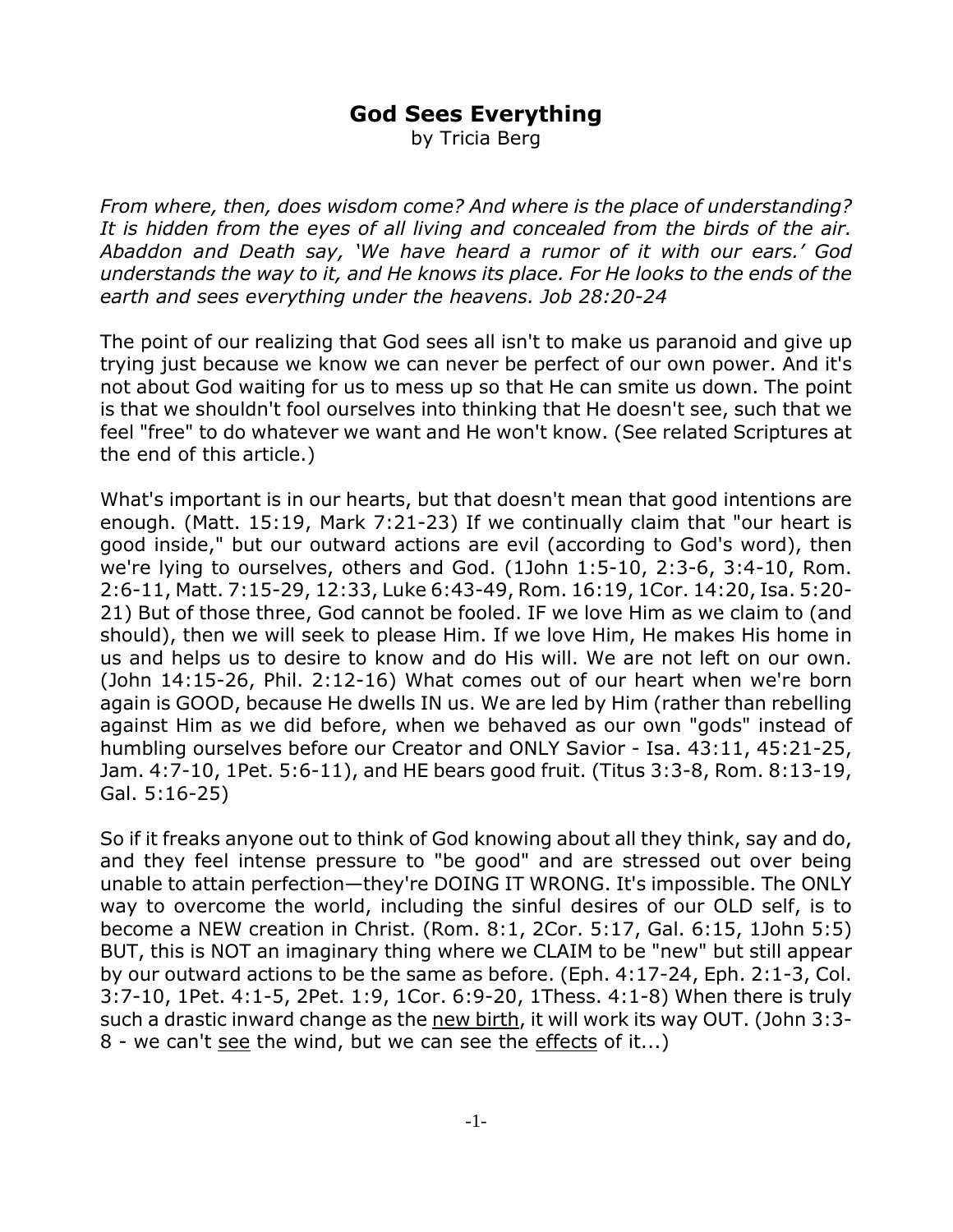# God Sees Everything

by Tricia Berg

*From where, then, does wisdom come? And where is the place of understanding? It is hidden from the eyes of all living and concealed from the birds of the air. Abaddon and Death say, 'We have heard a rumor of it with our ears.' God understands the way to it, and He knows its place. For He looks to the ends of the earth and sees everything under the heavens. Job 28:20-24*

The point of our realizing that God sees all isn't to make us paranoid and give up trying just because we know we can never be perfect of our own power. And it's not about God waiting for us to mess up so that He can smite us down. The point is that we shouldn't fool ourselves into thinking that He doesn't see, such that we feel "free" to do whatever we want and He won't know. (See related Scriptures at the end of this article.)

What's important is in our hearts, but that doesn't mean that good intentions are enough. (Matt. 15:19, Mark 7:21-23) If we continually claim that "our heart is good inside," but our outward actions are evil (according to God's word), then we're lying to ourselves, others and God. (1John 1:5-10, 2:3-6, 3:4-10, Rom. 2:6-11, Matt. 7:15-29, 12:33, Luke 6:43-49, Rom. 16:19, 1Cor. 14:20, Isa. 5:20-21) But of those three, God cannot be fooled. IF we love Him as we claim to (and should), then we will seek to please Him. If we love Him, He makes His home in us and helps us to desire to know and do His will. We are not left on our own. (John 14:15-26, Phil. 2:12-16) What comes out of our heart when we're born again is GOOD, because He dwells IN us. We are led by Him (rather than rebelling against Him as we did before, when we behaved as our own "gods" instead of humbling ourselves before our Creator and ONLY Savior - Isa. 43:11, 45:21-25, Jam. 4:7-10, 1Pet. 5:6-11), and HE bears good fruit. (Titus 3:3-8, Rom. 8:13-19, Gal. 5:16-25)

So if it freaks anyone out to think of God knowing about all they think, say and do, and they feel intense pressure to "be good" and are stressed out over being unable to attain perfection—they're DOING IT WRONG. It's impossible. The ONLY way to overcome the world, including the sinful desires of our OLD self, is to become a NEW creation in Christ. (Rom. 8:1, 2Cor. 5:17, Gal. 6:15, 1John 5:5) BUT, this is NOT an imaginary thing where we CLAIM to be "new" but still appear by our outward actions to be the same as before. (Eph. 4:17-24, Eph. 2:1-3, Col. 3:7-10, 1Pet. 4:1-5, 2Pet. 1:9, 1Cor. 6:9-20, 1Thess. 4:1-8) When there is truly such a drastic inward change as the <u>new birth</u>, it will work its way OUT. (John 3:3-8 - we can't <u>see</u> the wind, but we can see the <u>effects</u> of it...)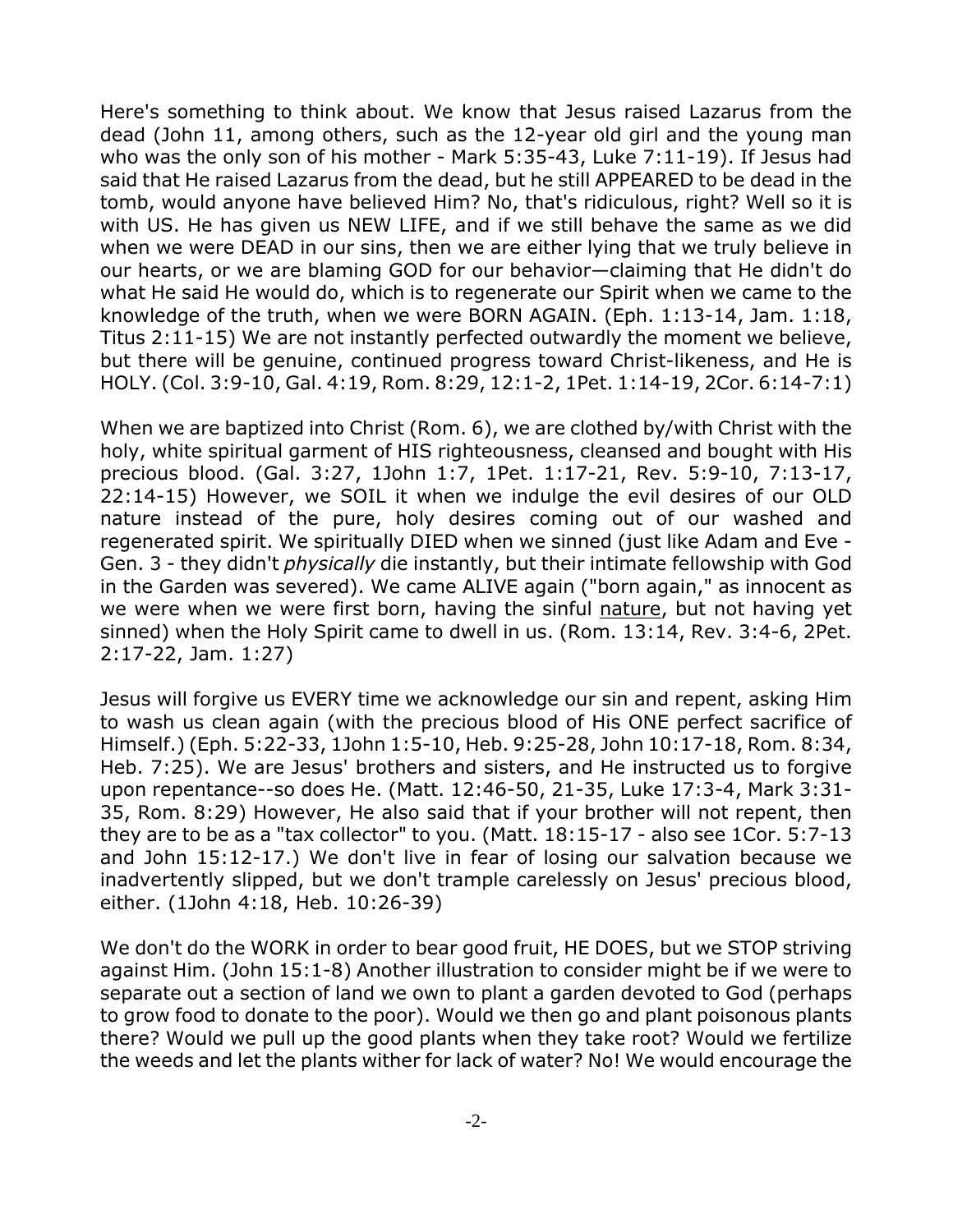Here's something to think about. We know that Jesus raised Lazarus from the dead (John 11, among others, such as the 12-year old girl and the young man who was the only son of his mother - Mark 5:35-43, Luke 7:11-19). If Jesus had said that He raised Lazarus from the dead, but he still APPEARED to be dead in the tomb, would anyone have believed Him? No, that's ridiculous, right? Well so it is with US. He has given us NEW LIFE, and if we still behave the same as we did when we were DEAD in our sins, then we are either lying that we truly believe in our hearts, or we are blaming GOD for our behavior—claiming that He didn't do what He said He would do, which is to regenerate our Spirit when we came to the knowledge of the truth, when we were BORN AGAIN. (Eph. 1:13-14, Jam. 1:18, Titus 2:11-15) We are not instantly perfected outwardly the moment we believe, but there will be genuine, continued progress toward Christ-likeness, and He is HOLY. (Col. 3:9-10, Gal. 4:19, Rom. 8:29, 12:1-2, 1Pet. 1:14-19, 2Cor. 6:14-7:1)

When we are baptized into Christ (Rom. 6), we are clothed by/with Christ with the holy, white spiritual garment of HIS righteousness, cleansed and bought with His precious blood. (Gal. 3:27, 1John 1:7, 1Pet. 1:17-21, Rev. 5:9-10, 7:13-17, 22:14-15) However, we SOIL it when we indulge the evil desires of our OLD nature instead of the pure, holy desires coming out of our washed and regenerated spirit. We spiritually DIED when we sinned (just like Adam and Eve - Gen. 3 - they didn't *physically* die instantly, but their intimate fellowship with God in the Garden was severed). We came ALIVE again ("born again," as innocent as we were when we were first born, having the sinful <u>nature</u>, but not having yet sinned) when the Holy Spirit came to dwell in us. (Rom. 13:14, Rev. 3:4-6, 2Pet. 2:17-22, Jam. 1:27)

Jesus will forgive us EVERY time we acknowledge our sin and repent, asking Him to wash us clean again (with the precious blood of His ONE perfect sacrifice of Himself.) (Eph. 5:22-33, 1John 1:5-10, Heb. 9:25-28, John 10:17-18, Rom. 8:34, Heb. 7:25). We are Jesus' brothers and sisters, and He instructed us to forgive upon repentance--so does He. (Matt. 12:46-50, 21-35, Luke 17:3-4, Mark 3:31-35, Rom. 8:29) However, He also said that if your brother will not repent, then they are to be as a "tax collector" to you. (Matt. 18:15-17 - also see 1Cor. 5:7-13 and John 15:12-17.) We don't live in fear of losing our salvation because we inadvertently slipped, but we don't trample carelessly on Jesus' precious blood, either. (1John 4:18, Heb. 10:26-39)

We don't do the WORK in order to bear good fruit, HE DOES, but we STOP striving against Him. (John 15:1-8) Another illustration to consider might be if we were to separate out a section of land we own to plant a garden devoted to God (perhaps to grow food to donate to the poor). Would we then go and plant poisonous plants there? Would we pull up the good plants when they take root? Would we fertilize the weeds and let the plants wither for lack of water? No! We would encourage the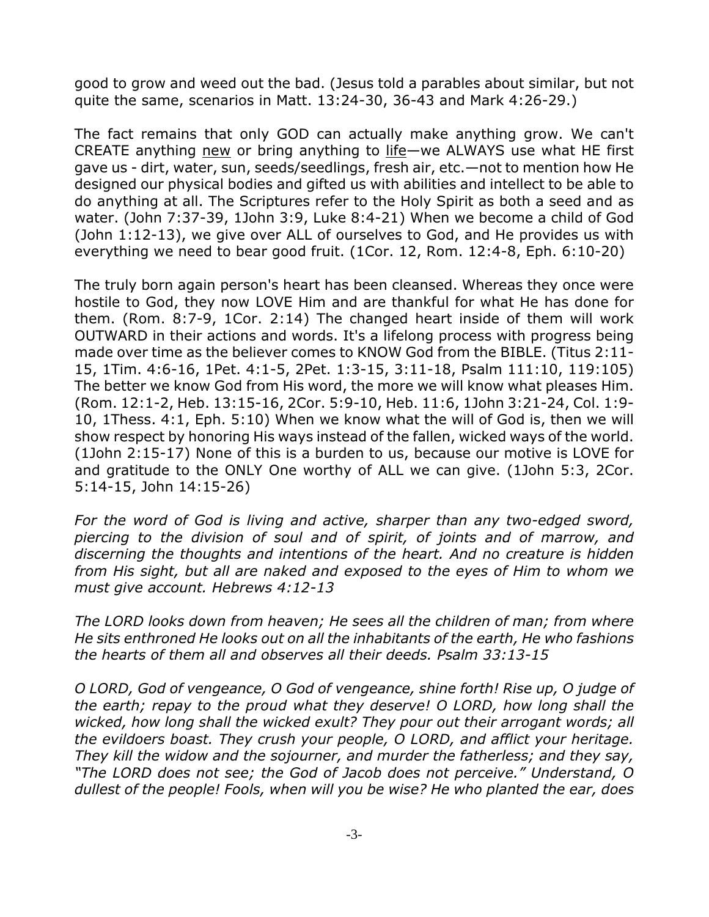good to grow and weed out the bad. (Jesus told a parables about similar, but not quite the same, scenarios in Matt. 13:24-30, 36-43 and Mark 4:26-29.)

The fact remains that only GOD can actually make anything grow. We can't CREATE anything <u>new</u> or bring anything to <u>life</u>—we ALWAYS use what HE first gave us - dirt, water, sun, seeds/seedlings, fresh air, etc.—not to mention how He designed our physical bodies and gifted us with abilities and intellect to be able to do anything at all. The Scriptures refer to the Holy Spirit as both a seed and as water. (John 7:37-39, 1John 3:9, Luke 8:4-21) When we become a child of God (John 1:12-13), we give over ALL of ourselves to God, and He provides us with everything we need to bear good fruit. (1Cor. 12, Rom. 12:4-8, Eph. 6:10-20)

The truly born again person's heart has been cleansed. Whereas they once were hostile to God, they now LOVE Him and are thankful for what He has done for them. (Rom. 8:7-9, 1Cor. 2:14) The changed heart inside of them will work OUTWARD in their actions and words. It's a lifelong process with progress being made over time as the believer comes to KNOW God from the BIBLE. (Titus 2:11-15, 1Tim. 4:6-16, 1Pet. 4:1-5, 2Pet. 1:3-15, 3:11-18, Psalm 111:10, 119:105) The better we know God from His word, the more we will know what pleases Him. (Rom. 12:1-2, Heb. 13:15-16, 2Cor. 5:9-10, Heb. 11:6, 1John 3:21-24, Col. 1:9-10, 1Thess. 4:1, Eph. 5:10) When we know what the will of God is, then we will show respect by honoring His ways instead of the fallen, wicked ways of the world. (1John 2:15-17) None of this is a burden to us, because our motive is LOVE for and gratitude to the ONLY One worthy of ALL we can give. (1John 5:3, 2Cor. 5:14-15, John 14:15-26)

*For the word of God is living and active, sharper than any two-edged sword, piercing to the division of soul and of spirit, of joints and of marrow, and discerning the thoughts and intentions of the heart. And no creature is hidden from His sight, but all are naked and exposed to the eyes of Him to whom we must give account. Hebrews 4:12-13*

*The LORD looks down from heaven; He sees all the children of man; from where He sits enthroned He looks out on all the inhabitants of the earth, He who fashions the hearts of them all and observes all their deeds. Psalm 33:13-15*

*O LORD, God of vengeance, O God of vengeance, shine forth! Rise up, O judge of the earth; repay to the proud what they deserve! O LORD, how long shall the wicked, how long shall the wicked exult? They pour out their arrogant words; all the evildoers boast. They crush your people, O LORD, and afflict your heritage. They kill the widow and the sojourner, and murder the fatherless; and they say, "The LORD does not see; the God of Jacob does not perceive." Understand, O dullest of the people! Fools, when will you be wise? He who planted the ear, does*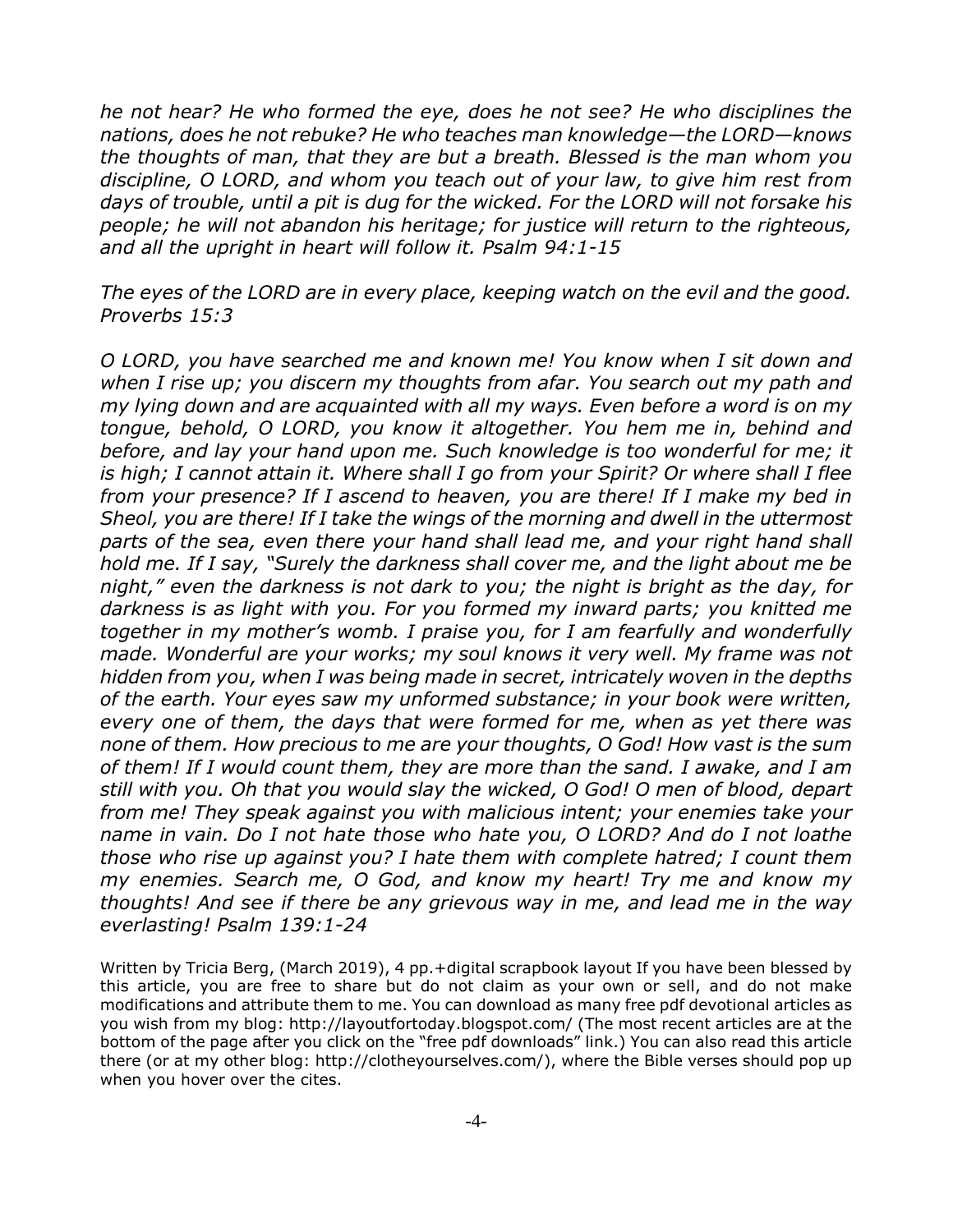*he not hear? He who formed the eye, does he not see? He who disciplines the nations, does he not rebuke? He who teaches man knowledge—the LORD—knows the thoughts of man, that they are but a breath. Blessed is the man whom you discipline, O LORD, and whom you teach out of your law, to give him rest from days of trouble, until a pit is dug for the wicked. For the LORD will not forsake his people; he will not abandon his heritage; for justice will return to the righteous, and all the upright in heart will follow it. Psalm 94:1-15*

*The eyes of the LORD are in every place, keeping watch on the evil and the good. Proverbs 15:3*

*O LORD, you have searched me and known me! You know when I sit down and when I rise up; you discern my thoughts from afar. You search out my path and my lying down and are acquainted with all my ways. Even before a word is on my tongue, behold, O LORD, you know it altogether. You hem me in, behind and before, and lay your hand upon me. Such knowledge is too wonderful for me; it is high; I cannot attain it. Where shall I go from your Spirit? Or where shall I flee from your presence? If I ascend to heaven, you are there! If I make my bed in Sheol, you are there! If I take the wings of the morning and dwell in the uttermost parts of the sea, even there your hand shall lead me, and your right hand shall hold me. If I say, "Surely the darkness shall cover me, and the light about me be night," even the darkness is not dark to you; the night is bright as the day, for darkness is as light with you. For you formed my inward parts; you knitted me together in my mother's womb. I praise you, for I am fearfully and wonderfully made. Wonderful are your works; my soul knows it very well. My frame was not hidden from you, when I was being made in secret, intricately woven in the depths of the earth. Your eyes saw my unformed substance; in your book were written, every one of them, the days that were formed for me, when as yet there was none of them. How precious to me are your thoughts, O God! How vast is the sum of them! If I would count them, they are more than the sand. I awake, and I am still with you. Oh that you would slay the wicked, O God! O men of blood, depart from me! They speak against you with malicious intent; your enemies take your name in vain. Do I not hate those who hate you, O LORD? And do I not loathe those who rise up against you? I hate them with complete hatred; I count them my enemies. Search me, O God, and know my heart! Try me and know my thoughts! And see if there be any grievous way in me, and lead me in the way everlasting! Psalm 139:1-24*

Written by Tricia Berg, (March 2019), 4 pp.+digital scrapbook layout If you have been blessed by this article, you are free to share but do not claim as your own or sell, and do not make modifications and attribute them to me. You can download as many free pdf devotional articles as you wish from my blog: http://layoutfortoday.blogspot.com/ (The most recent articles are at the bottom of the page after you click on the "free pdf downloads" link.) You can also read this article there (or at my other blog: http://clotheyourselves.com/), where the Bible verses should pop up when you hover over the cites.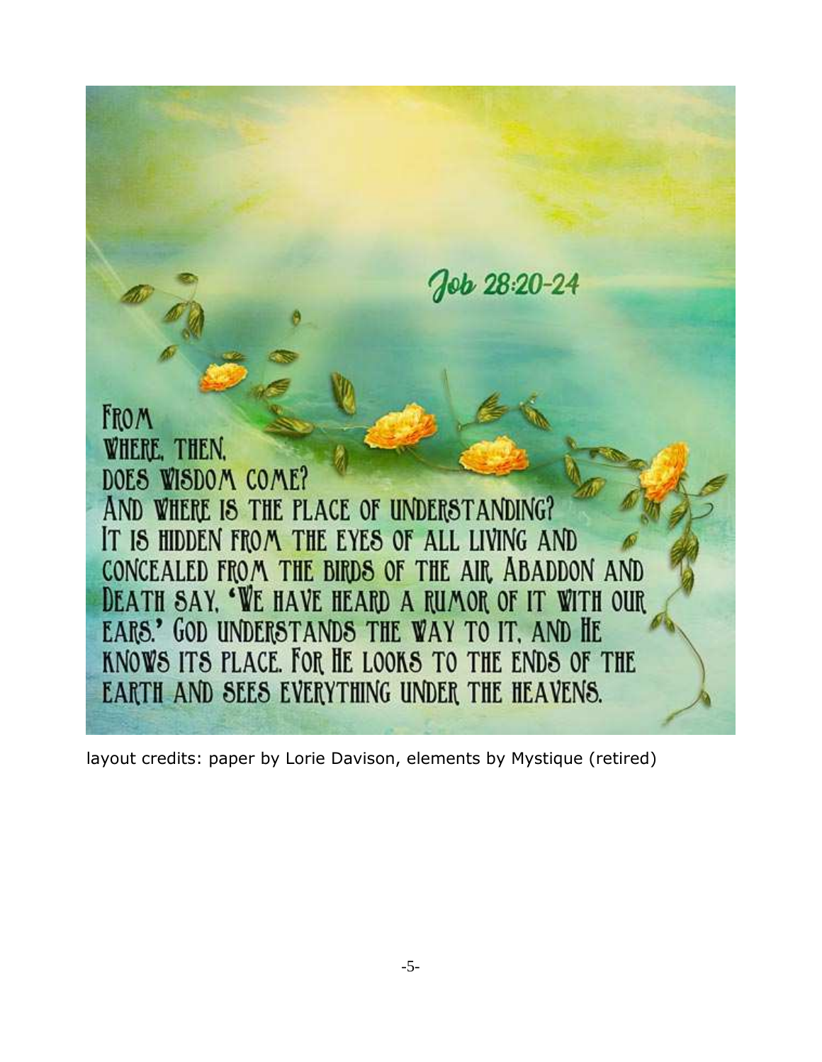Job 28:20-24

FROM
WHERE, THEN,
DOES WISDOM COME?
AND WHERE IS THE PLACE OF UNDERSTANDING?
IT IS HIDDEN FROM THE EYES OF ALL LIVING AND
CONCEALED FROM THE BIRDS OF THE AIR. ABADDON AND
DEATH SAY, 'WE HAVE HEARD A RUMOR OF IT WITH OUR
EARS.' GOD UNDERSTANDS THE WAY TO IT, AND HE
KNOWS ITS PLACE. FOR HE LOOKS TO THE ENDS OF THE
EARTH AND SEES EVERYTHING UNDER THE HEAVENS.

layout credits: paper by Lorie Davison, elements by Mystique (retired)